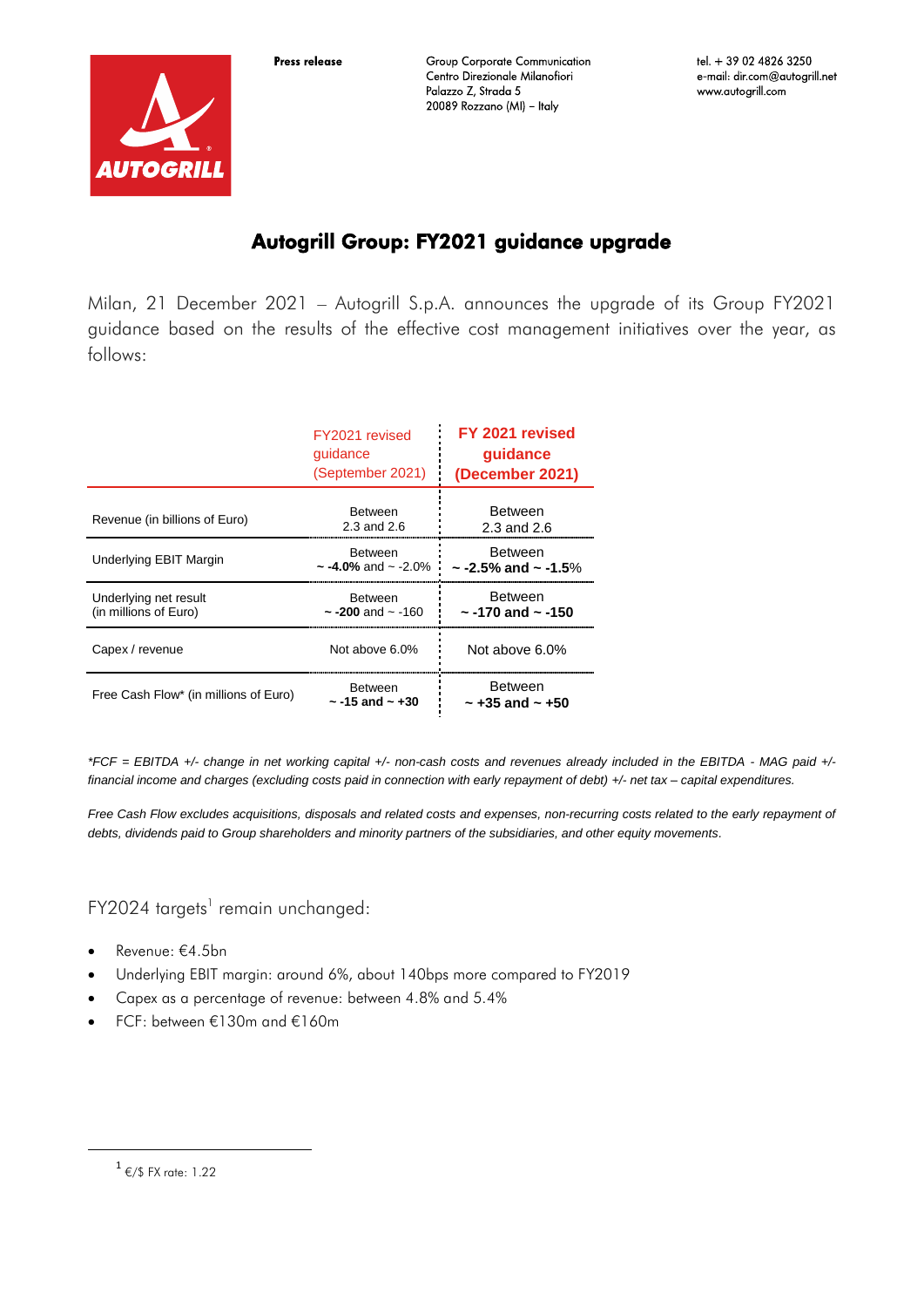Press release

Group Corporate Communication
Centro Direzionale Milanofiori
Palazzo Z, Strada 5
20089 Rozzano (MI) – Italy

tel. + 39 02 4826 3250
e-mail: dir.com@autogrill.net
www.autogrill.com

# Autogrill Group: FY2021 guidance upgrade

Milan, 21 December 2021 – Autogrill S.p.A. announces the upgrade of its Group FY2021 guidance based on the results of the effective cost management initiatives over the year, as follows:

| | FY2021 revised guidance (September 2021) | **FY 2021 revised guidance (December 2021)** |
|---|---|---|
| Revenue (in billions of Euro) | Between 2.3 and 2.6 | Between 2.3 and 2.6 |
| Underlying EBIT Margin | Between **~ -4.0%** and ~ -2.0% | Between **~ -2.5% and ~ -1.5**% |
| Underlying net result (in millions of Euro) | Between **~ -200** and ~ -160 | Between **~ -170 and ~ -150** |
| Capex / revenue | Not above 6.0% | Not above 6.0% |
| Free Cash Flow* (in millions of Euro) | Between **~ -15 and ~ +30** | Between **~ +35 and ~ +50** |

*\*FCF = EBITDA +/- change in net working capital +/- non-cash costs and revenues already included in the EBITDA - MAG paid +/- financial income and charges (excluding costs paid in connection with early repayment of debt) +/- net tax – capital expenditures.*

*Free Cash Flow excludes acquisitions, disposals and related costs and expenses, non-recurring costs related to the early repayment of debts, dividends paid to Group shareholders and minority partners of the subsidiaries, and other equity movements.*

FY2024 targets[1] remain unchanged:

- Revenue: €4.5bn
- Underlying EBIT margin: around 6%, about 140bps more compared to FY2019
- Capex as a percentage of revenue: between 4.8% and 5.4%
- FCF: between €130m and €160m

[1] €/$ FX rate: 1.22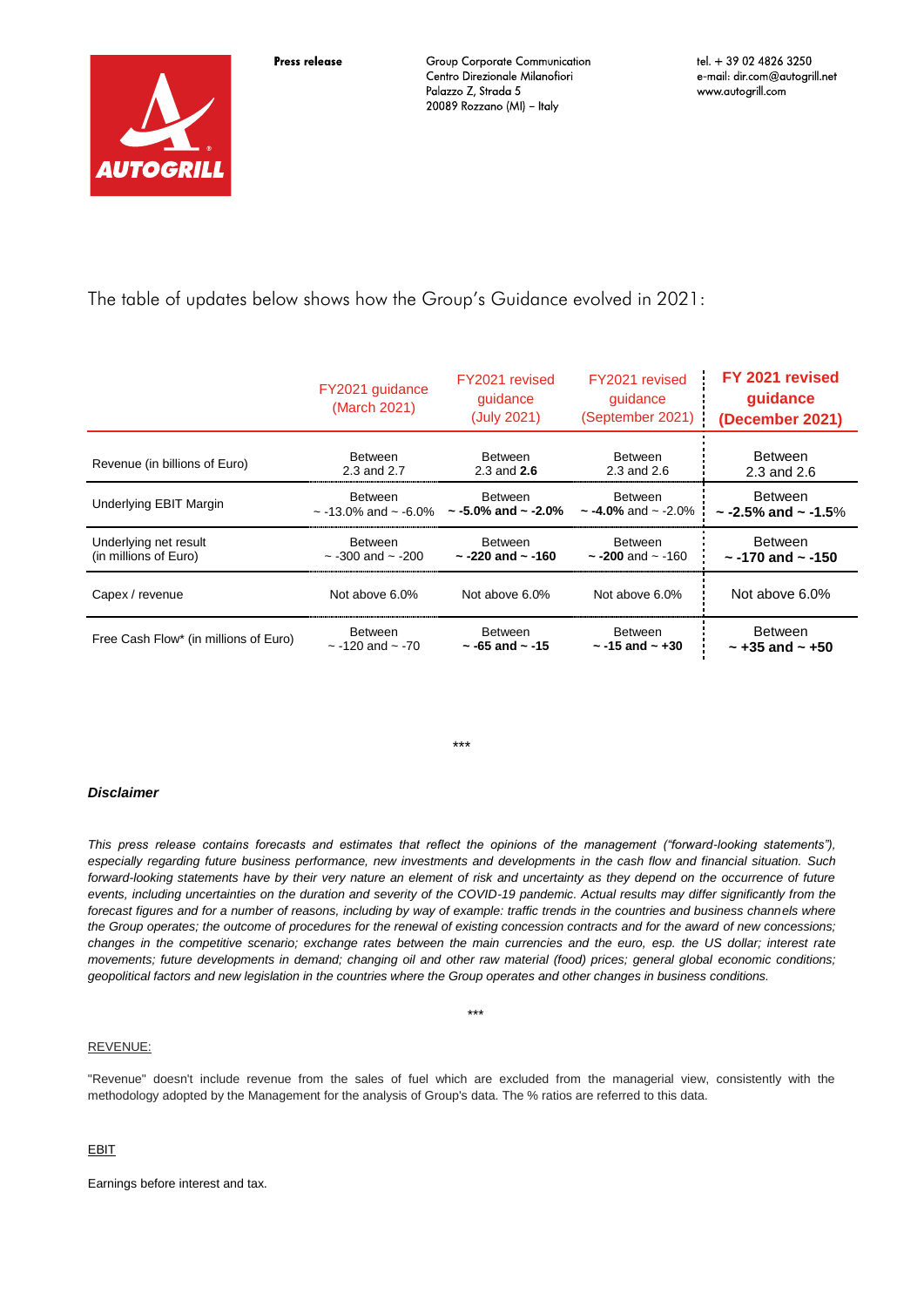The table of updates below shows how the Group's Guidance evolved in 2021:

| | FY2021 guidance (March 2021) | FY2021 revised guidance (July 2021) | FY2021 revised guidance (September 2021) | **FY 2021 revised guidance (December 2021)** |
|---|---|---|---|---|
| Revenue (in billions of Euro) | Between 2.3 and 2.7 | Between 2.3 and **2.6** | Between 2.3 and 2.6 | Between 2.3 and 2.6 |
| Underlying EBIT Margin | Between ~ -13.0% and ~ -6.0% | Between **~ -5.0% and ~ -2.0%** | Between **~ -4.0%** and ~ -2.0% | Between **~ -2.5% and ~ -1.5**% |
| Underlying net result (in millions of Euro) | Between ~ -300 and ~ -200 | Between **~ -220 and ~ -160** | Between **~ -200** and ~ -160 | Between **~ -170 and ~ -150** |
| Capex / revenue | Not above 6.0% | Not above 6.0% | Not above 6.0% | Not above 6.0% |
| Free Cash Flow* (in millions of Euro) | Between ~ -120 and ~ -70 | Between **~ -65 and ~ -15** | Between **~ -15 and ~ +30** | Between **~ +35 and ~ +50** |

***

***Disclaimer***

*This press release contains forecasts and estimates that reflect the opinions of the management ("forward-looking statements"), especially regarding future business performance, new investments and developments in the cash flow and financial situation. Such forward-looking statements have by their very nature an element of risk and uncertainty as they depend on the occurrence of future events, including uncertainties on the duration and severity of the COVID-19 pandemic. Actual results may differ significantly from the forecast figures and for a number of reasons, including by way of example: traffic trends in the countries and business channels where the Group operates; the outcome of procedures for the renewal of existing concession contracts and for the award of new concessions; changes in the competitive scenario; exchange rates between the main currencies and the euro, esp. the US dollar; interest rate movements; future developments in demand; changing oil and other raw material (food) prices; general global economic conditions; geopolitical factors and new legislation in the countries where the Group operates and other changes in business conditions.*

***

REVENUE:

"Revenue" doesn't include revenue from the sales of fuel which are excluded from the managerial view, consistently with the methodology adopted by the Management for the analysis of Group's data. The % ratios are referred to this data.

EBIT

Earnings before interest and tax.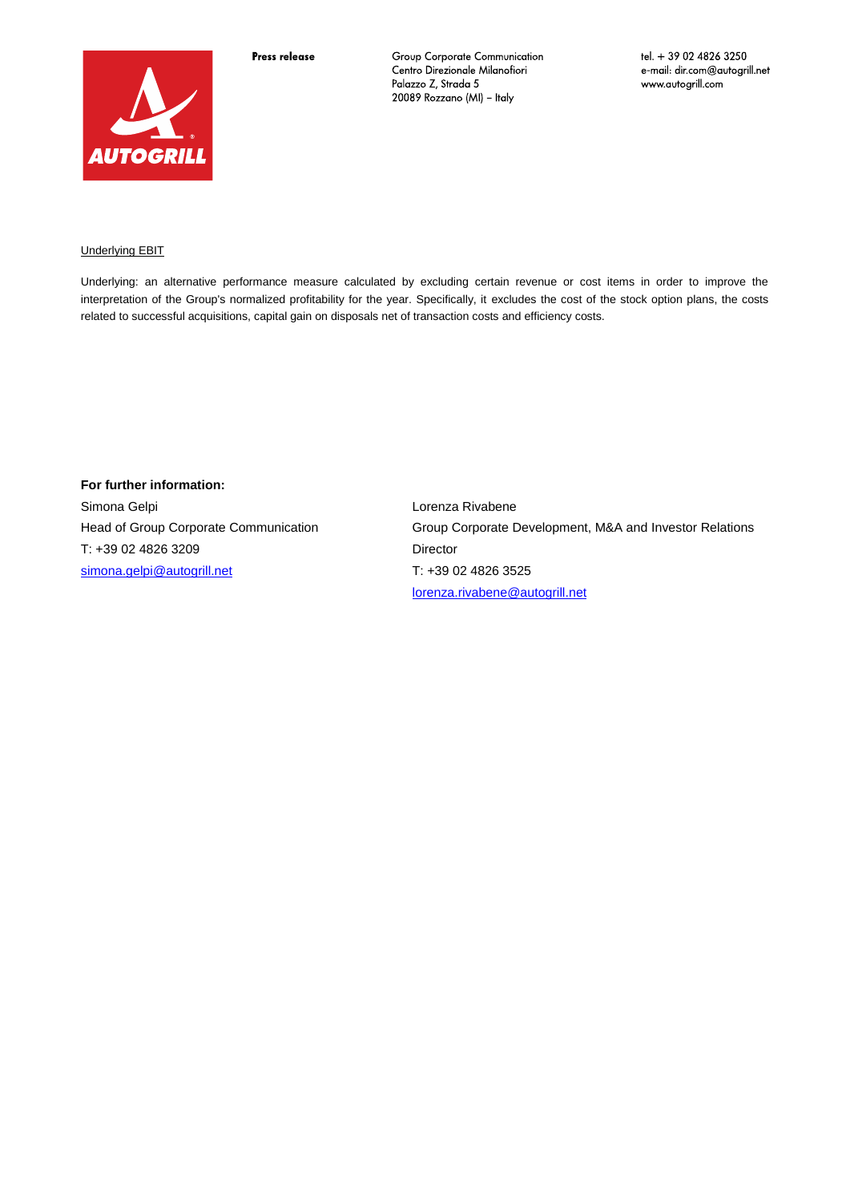Underlying EBIT

Underlying: an alternative performance measure calculated by excluding certain revenue or cost items in order to improve the interpretation of the Group's normalized profitability for the year. Specifically, it excludes the cost of the stock option plans, the costs related to successful acquisitions, capital gain on disposals net of transaction costs and efficiency costs.

**For further information:**

Simona Gelpi
Head of Group Corporate Communication
T: +39 02 4826 3209
simona.gelpi@autogrill.net

Lorenza Rivabene
Group Corporate Development, M&A and Investor Relations Director
T: +39 02 4826 3525
lorenza.rivabene@autogrill.net